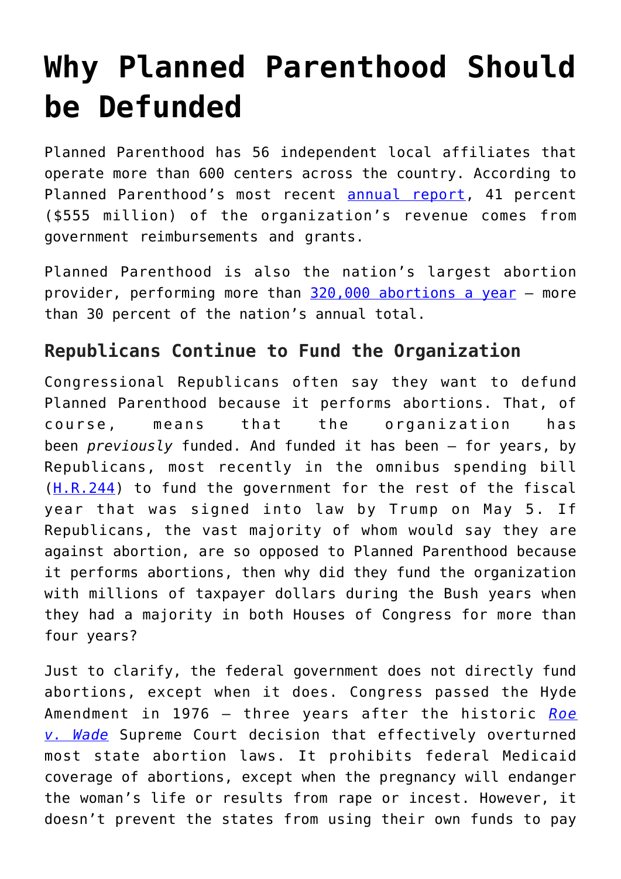# Why Planned Parenthood Should be Defunded

Planned Parenthood has 56 independent local affiliates that operate more than 600 centers across the country. According to Planned Parenthood's most recent annual report, 41 percent ($555 million) of the organization's revenue comes from government reimbursements and grants.

Planned Parenthood is also the nation's largest abortion provider, performing more than 320,000 abortions a year — more than 30 percent of the nation's annual total.

## Republicans Continue to Fund the Organization

Congressional Republicans often say they want to defund Planned Parenthood because it performs abortions. That, of course, means that the organization has been *previously* funded. And funded it has been — for years, by Republicans, most recently in the omnibus spending bill (H.R.244) to fund the government for the rest of the fiscal year that was signed into law by Trump on May 5. If Republicans, the vast majority of whom would say they are against abortion, are so opposed to Planned Parenthood because it performs abortions, then why did they fund the organization with millions of taxpayer dollars during the Bush years when they had a majority in both Houses of Congress for more than four years?

Just to clarify, the federal government does not directly fund abortions, except when it does. Congress passed the Hyde Amendment in 1976 — three years after the historic *Roe v. Wade* Supreme Court decision that effectively overturned most state abortion laws. It prohibits federal Medicaid coverage of abortions, except when the pregnancy will endanger the woman's life or results from rape or incest. However, it doesn't prevent the states from using their own funds to pay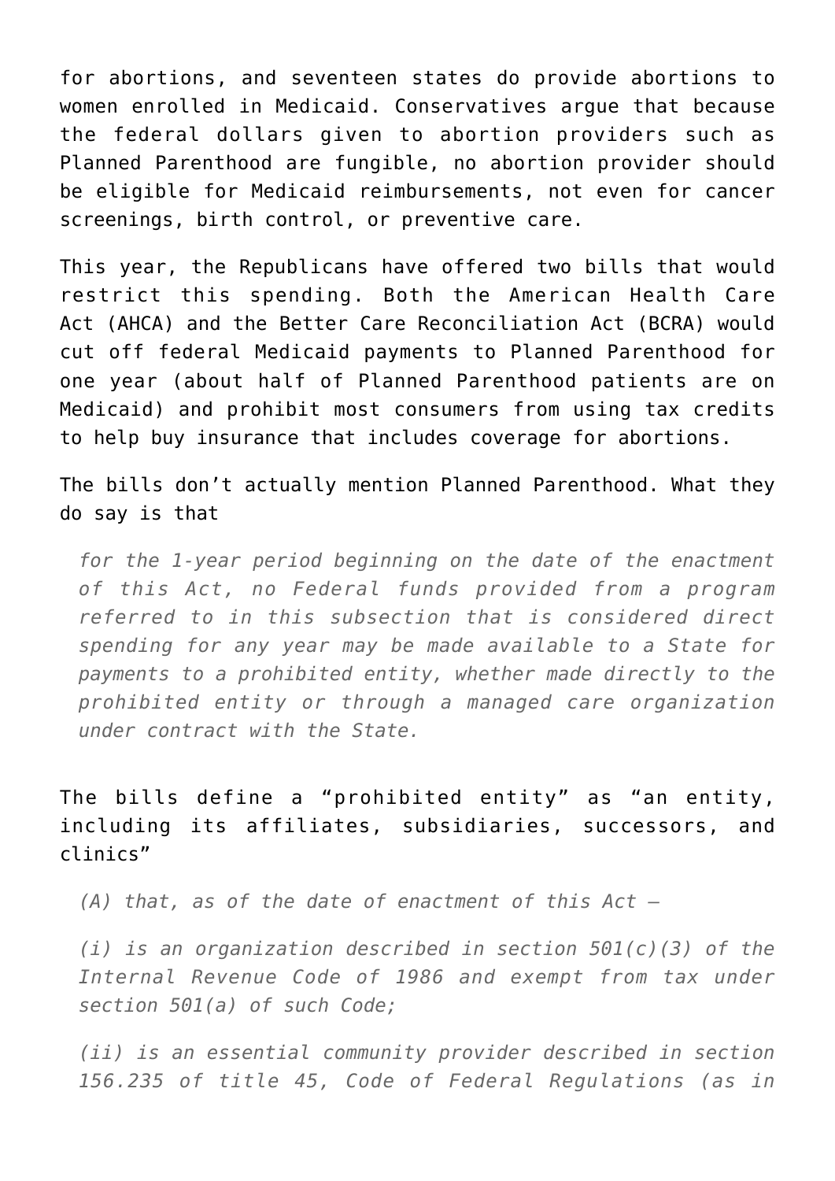for abortions, and seventeen states do provide abortions to women enrolled in Medicaid. Conservatives argue that because the federal dollars given to abortion providers such as Planned Parenthood are fungible, no abortion provider should be eligible for Medicaid reimbursements, not even for cancer screenings, birth control, or preventive care.

This year, the Republicans have offered two bills that would restrict this spending. Both the American Health Care Act (AHCA) and the Better Care Reconciliation Act (BCRA) would cut off federal Medicaid payments to Planned Parenthood for one year (about half of Planned Parenthood patients are on Medicaid) and prohibit most consumers from using tax credits to help buy insurance that includes coverage for abortions.

The bills don't actually mention Planned Parenthood. What they do say is that

> *for the 1-year period beginning on the date of the enactment of this Act, no Federal funds provided from a program referred to in this subsection that is considered direct spending for any year may be made available to a State for payments to a prohibited entity, whether made directly to the prohibited entity or through a managed care organization under contract with the State.*

The bills define a "prohibited entity" as "an entity, including its affiliates, subsidiaries, successors, and clinics"

> *(A) that, as of the date of enactment of this Act —*
>
> *(i) is an organization described in section 501(c)(3) of the Internal Revenue Code of 1986 and exempt from tax under section 501(a) of such Code;*
>
> *(ii) is an essential community provider described in section 156.235 of title 45, Code of Federal Regulations (as in*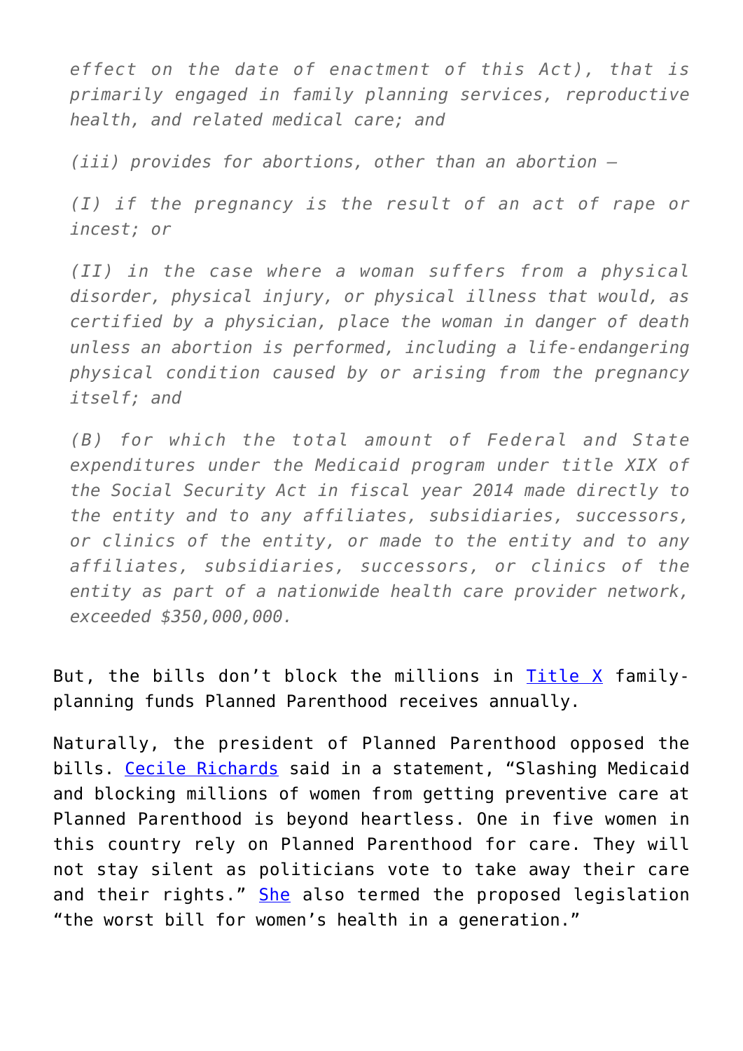*effect on the date of enactment of this Act), that is primarily engaged in family planning services, reproductive health, and related medical care; and*

*(iii) provides for abortions, other than an abortion –*

*(I) if the pregnancy is the result of an act of rape or incest; or*

*(II) in the case where a woman suffers from a physical disorder, physical injury, or physical illness that would, as certified by a physician, place the woman in danger of death unless an abortion is performed, including a life-endangering physical condition caused by or arising from the pregnancy itself; and*

*(B) for which the total amount of Federal and State expenditures under the Medicaid program under title XIX of the Social Security Act in fiscal year 2014 made directly to the entity and to any affiliates, subsidiaries, successors, or clinics of the entity, or made to the entity and to any affiliates, subsidiaries, successors, or clinics of the entity as part of a nationwide health care provider network, exceeded $350,000,000.*

But, the bills don't block the millions in Title X family-planning funds Planned Parenthood receives annually.

Naturally, the president of Planned Parenthood opposed the bills. Cecile Richards said in a statement, "Slashing Medicaid and blocking millions of women from getting preventive care at Planned Parenthood is beyond heartless. One in five women in this country rely on Planned Parenthood for care. They will not stay silent as politicians vote to take away their care and their rights." She also termed the proposed legislation "the worst bill for women's health in a generation."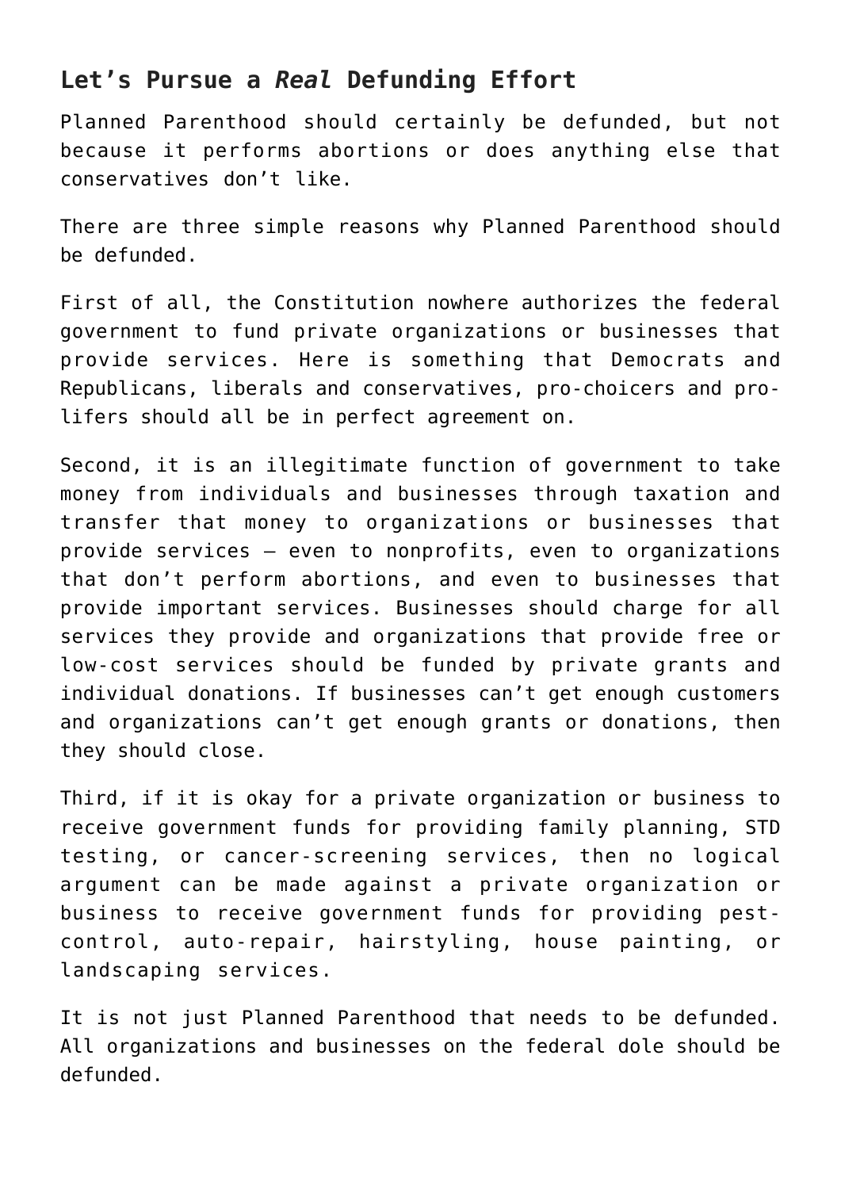## Let's Pursue a *Real* Defunding Effort

Planned Parenthood should certainly be defunded, but not because it performs abortions or does anything else that conservatives don't like.

There are three simple reasons why Planned Parenthood should be defunded.

First of all, the Constitution nowhere authorizes the federal government to fund private organizations or businesses that provide services. Here is something that Democrats and Republicans, liberals and conservatives, pro-choicers and pro-lifers should all be in perfect agreement on.

Second, it is an illegitimate function of government to take money from individuals and businesses through taxation and transfer that money to organizations or businesses that provide services — even to nonprofits, even to organizations that don't perform abortions, and even to businesses that provide important services. Businesses should charge for all services they provide and organizations that provide free or low-cost services should be funded by private grants and individual donations. If businesses can't get enough customers and organizations can't get enough grants or donations, then they should close.

Third, if it is okay for a private organization or business to receive government funds for providing family planning, STD testing, or cancer-screening services, then no logical argument can be made against a private organization or business to receive government funds for providing pest-control, auto-repair, hairstyling, house painting, or landscaping services.

It is not just Planned Parenthood that needs to be defunded. All organizations and businesses on the federal dole should be defunded.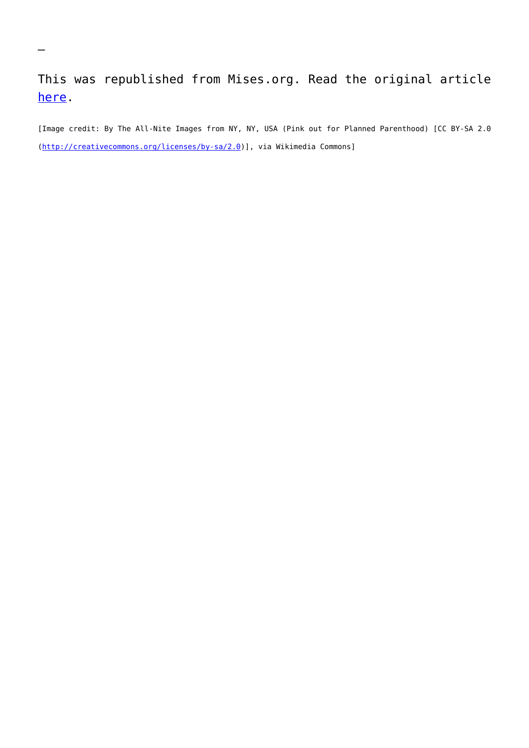—

This was republished from Mises.org. Read the original article here.

[Image credit: By The All-Nite Images from NY, NY, USA (Pink out for Planned Parenthood) [CC BY-SA 2.0 (http://creativecommons.org/licenses/by-sa/2.0)], via Wikimedia Commons]